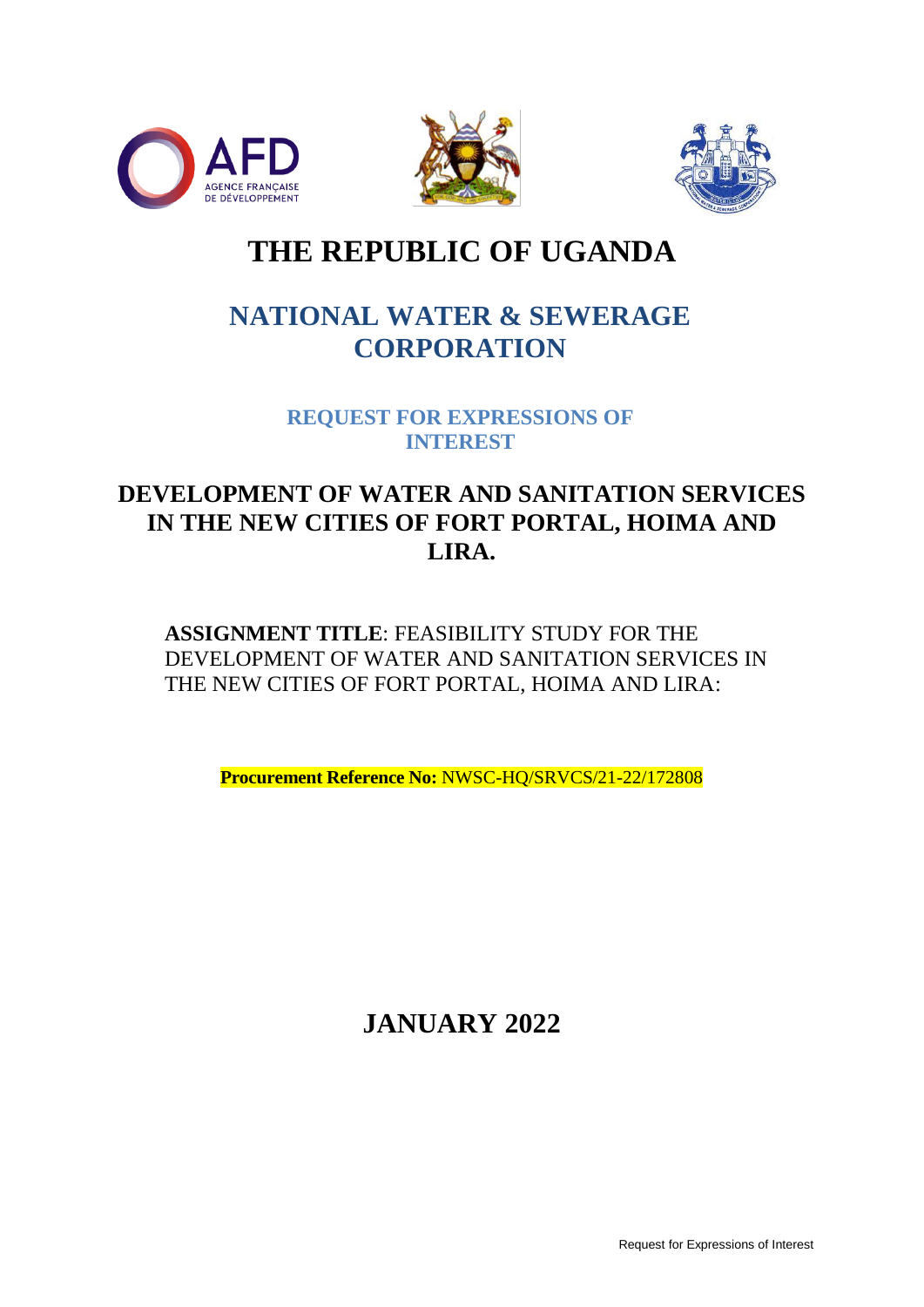# THE REPUBLIC OF UGANDA

## NATIONAL WATER & SEWERAGE CORPORATION

### REQUEST FOR EXPRESSIONS OF INTEREST

## DEVELOPMENT OF WATER AND SANITATION SERVICES IN THE NEW CITIES OF FORT PORTAL, HOIMA AND LIRA.

**ASSIGNMENT TITLE**: FEASIBILITY STUDY FOR THE DEVELOPMENT OF WATER AND SANITATION SERVICES IN THE NEW CITIES OF FORT PORTAL, HOIMA AND LIRA:

**Procurement Reference No:** NWSC-HQ/SRVCS/21-22/172808

## JANUARY 2022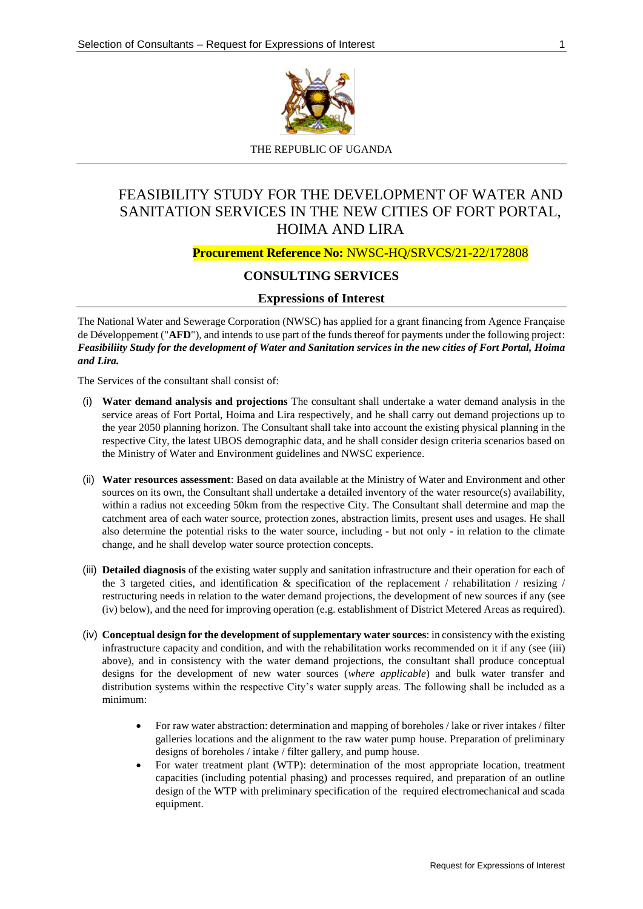THE REPUBLIC OF UGANDA

# FEASIBILITY STUDY FOR THE DEVELOPMENT OF WATER AND SANITATION SERVICES IN THE NEW CITIES OF FORT PORTAL, HOIMA AND LIRA

**Procurement Reference No:** NWSC-HQ/SRVCS/21-22/172808

## CONSULTING SERVICES

### Expressions of Interest

The National Water and Sewerage Corporation (NWSC) has applied for a grant financing from Agence Française de Développement ("**AFD**"), and intends to use part of the funds thereof for payments under the following project: ***Feasibiliity Study for the development of Water and Sanitation services in the new cities of Fort Portal, Hoima and Lira.***

The Services of the consultant shall consist of:

(i) **Water demand analysis and projections** The consultant shall undertake a water demand analysis in the service areas of Fort Portal, Hoima and Lira respectively, and he shall carry out demand projections up to the year 2050 planning horizon. The Consultant shall take into account the existing physical planning in the respective City, the latest UBOS demographic data, and he shall consider design criteria scenarios based on the Ministry of Water and Environment guidelines and NWSC experience.

(ii) **Water resources assessment**: Based on data available at the Ministry of Water and Environment and other sources on its own, the Consultant shall undertake a detailed inventory of the water resource(s) availability, within a radius not exceeding 50km from the respective City. The Consultant shall determine and map the catchment area of each water source, protection zones, abstraction limits, present uses and usages. He shall also determine the potential risks to the water source, including - but not only - in relation to the climate change, and he shall develop water source protection concepts.

(iii) **Detailed diagnosis** of the existing water supply and sanitation infrastructure and their operation for each of the 3 targeted cities, and identification & specification of the replacement / rehabilitation / resizing / restructuring needs in relation to the water demand projections, the development of new sources if any (see (iv) below), and the need for improving operation (e.g. establishment of District Metered Areas as required).

(iv) **Conceptual design for the development of supplementary water sources**: in consistency with the existing infrastructure capacity and condition, and with the rehabilitation works recommended on it if any (see (iii) above), and in consistency with the water demand projections, the consultant shall produce conceptual designs for the development of new water sources (*where applicable*) and bulk water transfer and distribution systems within the respective City's water supply areas. The following shall be included as a minimum:

- For raw water abstraction: determination and mapping of boreholes / lake or river intakes / filter galleries locations and the alignment to the raw water pump house. Preparation of preliminary designs of boreholes / intake / filter gallery, and pump house.
- For water treatment plant (WTP): determination of the most appropriate location, treatment capacities (including potential phasing) and processes required, and preparation of an outline design of the WTP with preliminary specification of the required electromechanical and scada equipment.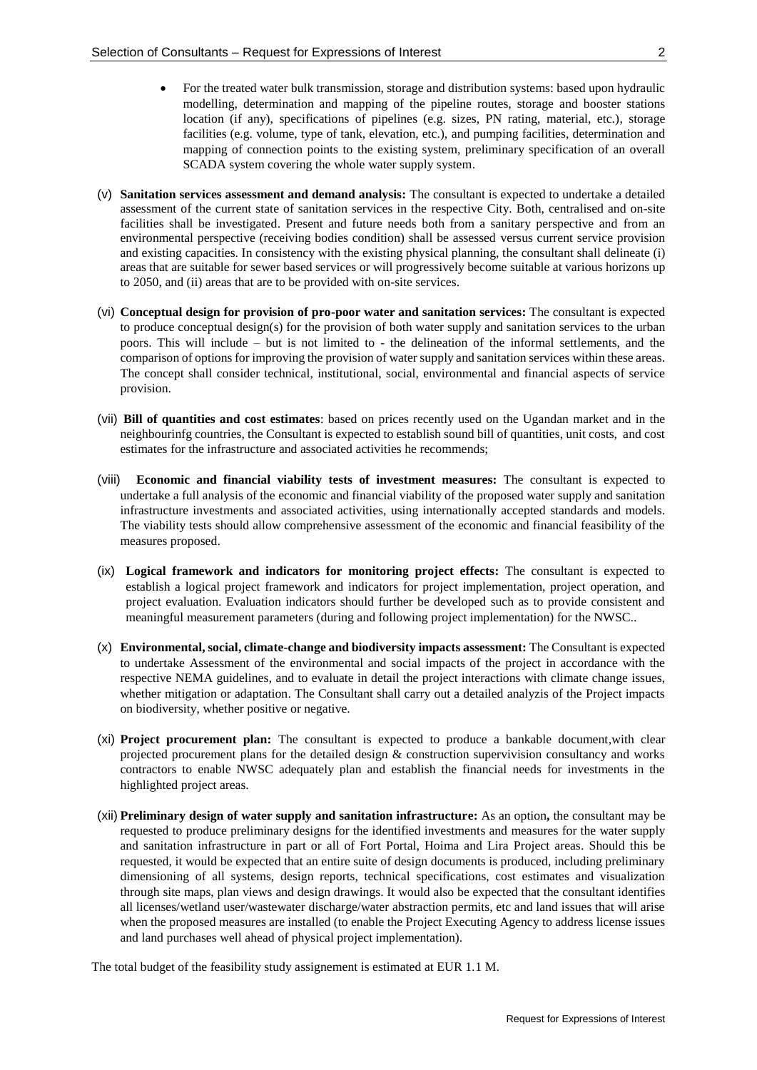- For the treated water bulk transmission, storage and distribution systems: based upon hydraulic modelling, determination and mapping of the pipeline routes, storage and booster stations location (if any), specifications of pipelines (e.g. sizes, PN rating, material, etc.), storage facilities (e.g. volume, type of tank, elevation, etc.), and pumping facilities, determination and mapping of connection points to the existing system, preliminary specification of an overall SCADA system covering the whole water supply system.

(v) **Sanitation services assessment and demand analysis:** The consultant is expected to undertake a detailed assessment of the current state of sanitation services in the respective City. Both, centralised and on-site facilities shall be investigated. Present and future needs both from a sanitary perspective and from an environmental perspective (receiving bodies condition) shall be assessed versus current service provision and existing capacities. In consistency with the existing physical planning, the consultant shall delineate (i) areas that are suitable for sewer based services or will progressively become suitable at various horizons up to 2050, and (ii) areas that are to be provided with on-site services.

(vi) **Conceptual design for provision of pro-poor water and sanitation services:** The consultant is expected to produce conceptual design(s) for the provision of both water supply and sanitation services to the urban poors. This will include – but is not limited to - the delineation of the informal settlements, and the comparison of options for improving the provision of water supply and sanitation services within these areas. The concept shall consider technical, institutional, social, environmental and financial aspects of service provision.

(vii) **Bill of quantities and cost estimates**: based on prices recently used on the Ugandan market and in the neighbourinfg countries, the Consultant is expected to establish sound bill of quantities, unit costs, and cost estimates for the infrastructure and associated activities he recommends;

(viii) **Economic and financial viability tests of investment measures:** The consultant is expected to undertake a full analysis of the economic and financial viability of the proposed water supply and sanitation infrastructure investments and associated activities, using internationally accepted standards and models. The viability tests should allow comprehensive assessment of the economic and financial feasibility of the measures proposed.

(ix) **Logical framework and indicators for monitoring project effects:** The consultant is expected to establish a logical project framework and indicators for project implementation, project operation, and project evaluation. Evaluation indicators should further be developed such as to provide consistent and meaningful measurement parameters (during and following project implementation) for the NWSC..

(x) **Environmental, social, climate-change and biodiversity impacts assessment:** The Consultant is expected to undertake Assessment of the environmental and social impacts of the project in accordance with the respective NEMA guidelines, and to evaluate in detail the project interactions with climate change issues, whether mitigation or adaptation. The Consultant shall carry out a detailed analyzis of the Project impacts on biodiversity, whether positive or negative.

(xi) **Project procurement plan:** The consultant is expected to produce a bankable document,with clear projected procurement plans for the detailed design & construction supervivision consultancy and works contractors to enable NWSC adequately plan and establish the financial needs for investments in the highlighted project areas.

(xii) **Preliminary design of water supply and sanitation infrastructure:** As an option**,** the consultant may be requested to produce preliminary designs for the identified investments and measures for the water supply and sanitation infrastructure in part or all of Fort Portal, Hoima and Lira Project areas. Should this be requested, it would be expected that an entire suite of design documents is produced, including preliminary dimensioning of all systems, design reports, technical specifications, cost estimates and visualization through site maps, plan views and design drawings. It would also be expected that the consultant identifies all licenses/wetland user/wastewater discharge/water abstraction permits, etc and land issues that will arise when the proposed measures are installed (to enable the Project Executing Agency to address license issues and land purchases well ahead of physical project implementation).

The total budget of the feasibility study assignement is estimated at EUR 1.1 M.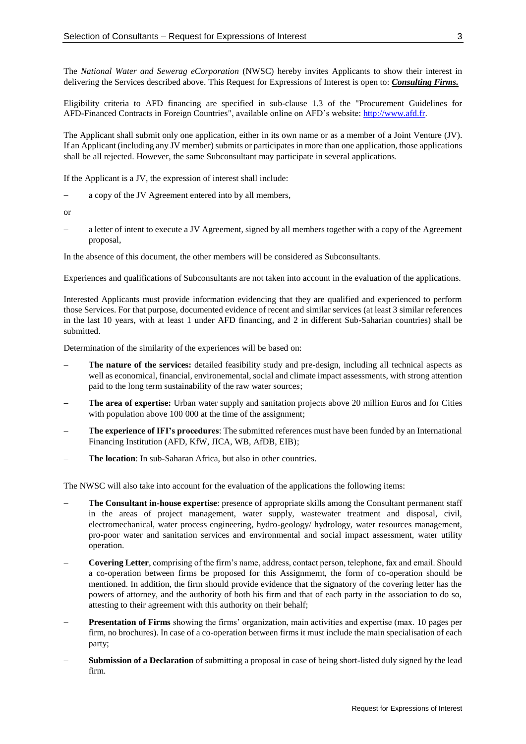The *National Water and Sewerag eCorporation* (NWSC) hereby invites Applicants to show their interest in delivering the Services described above. This Request for Expressions of Interest is open to: ***Consulting Firms.***

Eligibility criteria to AFD financing are specified in sub-clause 1.3 of the "Procurement Guidelines for AFD-Financed Contracts in Foreign Countries", available online on AFD's website: http://www.afd.fr.

The Applicant shall submit only one application, either in its own name or as a member of a Joint Venture (JV). If an Applicant (including any JV member) submits or participates in more than one application, those applications shall be all rejected. However, the same Subconsultant may participate in several applications.

If the Applicant is a JV, the expression of interest shall include:

- a copy of the JV Agreement entered into by all members,

or

- a letter of intent to execute a JV Agreement, signed by all members together with a copy of the Agreement proposal,

In the absence of this document, the other members will be considered as Subconsultants.

Experiences and qualifications of Subconsultants are not taken into account in the evaluation of the applications.

Interested Applicants must provide information evidencing that they are qualified and experienced to perform those Services. For that purpose, documented evidence of recent and similar services (at least 3 similar references in the last 10 years, with at least 1 under AFD financing, and 2 in different Sub-Saharian countries) shall be submitted.

Determination of the similarity of the experiences will be based on:

- **The nature of the services:** detailed feasibility study and pre-design, including all technical aspects as well as economical, financial, environemental, social and climate impact assessments, with strong attention paid to the long term sustainability of the raw water sources;
- **The area of expertise:** Urban water supply and sanitation projects above 20 million Euros and for Cities with population above 100 000 at the time of the assignment;
- **The experience of IFI's procedures**: The submitted references must have been funded by an International Financing Institution (AFD, KfW, JICA, WB, AfDB, EIB);
- **The location**: In sub-Saharan Africa, but also in other countries.

The NWSC will also take into account for the evaluation of the applications the following items:

- **The Consultant in-house expertise**: presence of appropriate skills among the Consultant permanent staff in the areas of project management, water supply, wastewater treatment and disposal, civil, electromechanical, water process engineering, hydro-geology/ hydrology, water resources management, pro-poor water and sanitation services and environmental and social impact assessment, water utility operation.
- **Covering Letter**, comprising of the firm's name, address, contact person, telephone, fax and email. Should a co-operation between firms be proposed for this Assignmemt, the form of co-operation should be mentioned. In addition, the firm should provide evidence that the signatory of the covering letter has the powers of attorney, and the authority of both his firm and that of each party in the association to do so, attesting to their agreement with this authority on their behalf;
- **Presentation of Firms** showing the firms' organization, main activities and expertise (max. 10 pages per firm, no brochures). In case of a co-operation between firms it must include the main specialisation of each party;
- **Submission of a Declaration** of submitting a proposal in case of being short-listed duly signed by the lead firm.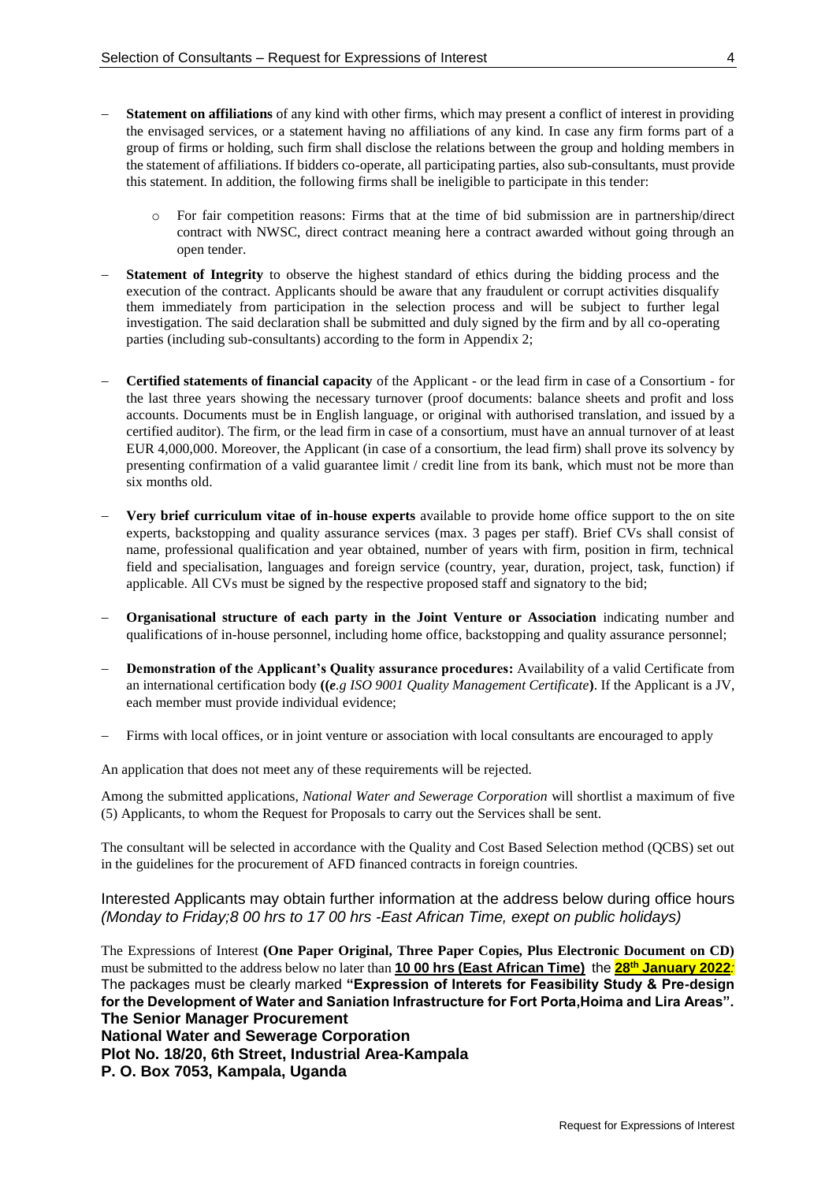- **Statement on affiliations** of any kind with other firms, which may present a conflict of interest in providing the envisaged services, or a statement having no affiliations of any kind. In case any firm forms part of a group of firms or holding, such firm shall disclose the relations between the group and holding members in the statement of affiliations. If bidders co-operate, all participating parties, also sub-consultants, must provide this statement. In addition, the following firms shall be ineligible to participate in this tender:
    - For fair competition reasons: Firms that at the time of bid submission are in partnership/direct contract with NWSC, direct contract meaning here a contract awarded without going through an open tender.
- **Statement of Integrity** to observe the highest standard of ethics during the bidding process and the execution of the contract. Applicants should be aware that any fraudulent or corrupt activities disqualify them immediately from participation in the selection process and will be subject to further legal investigation. The said declaration shall be submitted and duly signed by the firm and by all co-operating parties (including sub-consultants) according to the form in Appendix 2;
- **Certified statements of financial capacity** of the Applicant - or the lead firm in case of a Consortium - for the last three years showing the necessary turnover (proof documents: balance sheets and profit and loss accounts. Documents must be in English language, or original with authorised translation, and issued by a certified auditor). The firm, or the lead firm in case of a consortium, must have an annual turnover of at least EUR 4,000,000. Moreover, the Applicant (in case of a consortium, the lead firm) shall prove its solvency by presenting confirmation of a valid guarantee limit / credit line from its bank, which must not be more than six months old.
- **Very brief curriculum vitae of in-house experts** available to provide home office support to the on site experts, backstopping and quality assurance services (max. 3 pages per staff). Brief CVs shall consist of name, professional qualification and year obtained, number of years with firm, position in firm, technical field and specialisation, languages and foreign service (country, year, duration, project, task, function) if applicable. All CVs must be signed by the respective proposed staff and signatory to the bid;
- **Organisational structure of each party in the Joint Venture or Association** indicating number and qualifications of in-house personnel, including home office, backstopping and quality assurance personnel;
- **Demonstration of the Applicant's Quality assurance procedures:** Availability of a valid Certificate from an international certification body **((***e.g ISO 9001 Quality Management Certificate***)**. If the Applicant is a JV, each member must provide individual evidence;
- Firms with local offices, or in joint venture or association with local consultants are encouraged to apply

An application that does not meet any of these requirements will be rejected.

Among the submitted applications, *National Water and Sewerage Corporation* will shortlist a maximum of five (5) Applicants, to whom the Request for Proposals to carry out the Services shall be sent.

The consultant will be selected in accordance with the Quality and Cost Based Selection method (QCBS) set out in the guidelines for the procurement of AFD financed contracts in foreign countries.

Interested Applicants may obtain further information at the address below during office hours *(Monday to Friday;8 00 hrs to 17 00 hrs -East African Time, exept on public holidays)*

The Expressions of Interest **(One Paper Original, Three Paper Copies, Plus Electronic Document on CD)** must be submitted to the address below no later than **10 00 hrs (East African Time)** the **28th January 2022**: The packages must be clearly marked **"Expression of Interets for Feasibility Study & Pre-design for the Development of Water and Saniation Infrastructure for Fort Porta,Hoima and Lira Areas".**

**The Senior Manager Procurement**
**National Water and Sewerage Corporation**
**Plot No. 18/20, 6th Street, Industrial Area-Kampala**
**P. O. Box 7053, Kampala, Uganda**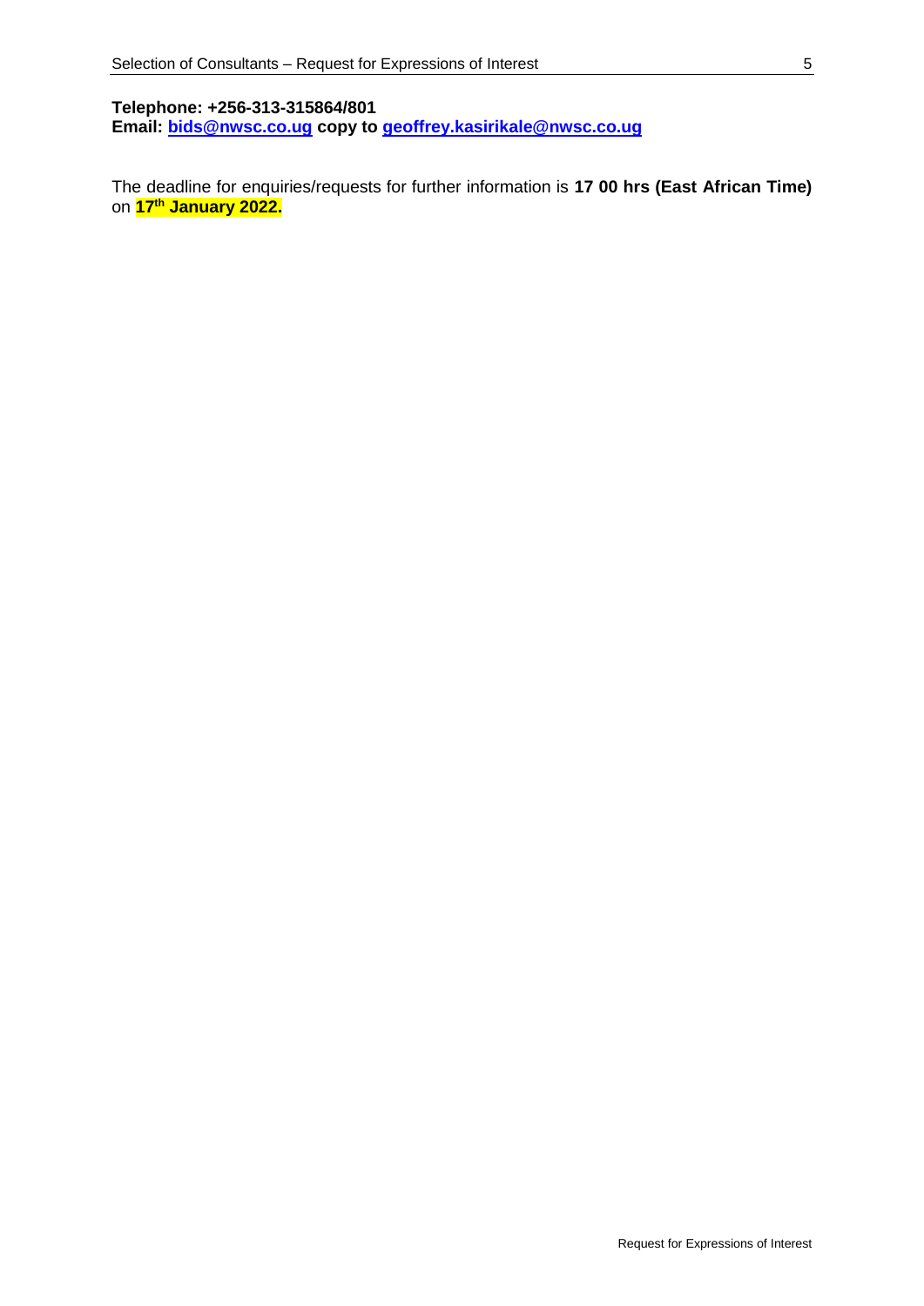**Telephone: +256-313-315864/801**
**Email: bids@nwsc.co.ug copy to geoffrey.kasirikale@nwsc.co.ug**

The deadline for enquiries/requests for further information is **17 00 hrs (East African Time)** on **17th January 2022.**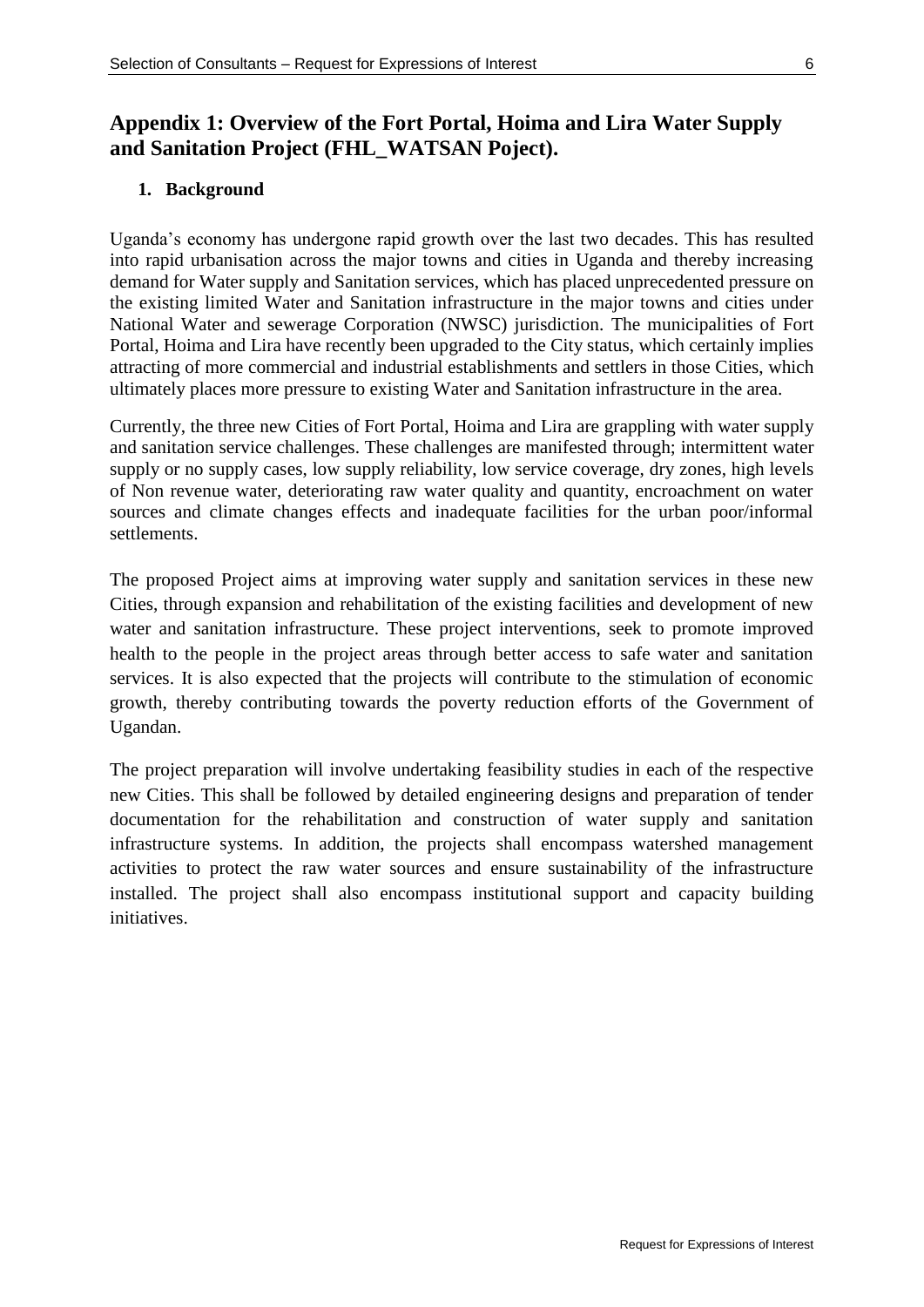## Appendix 1: Overview of the Fort Portal, Hoima and Lira Water Supply and Sanitation Project (FHL_WATSAN Poject).

### 1. Background

Uganda's economy has undergone rapid growth over the last two decades. This has resulted into rapid urbanisation across the major towns and cities in Uganda and thereby increasing demand for Water supply and Sanitation services, which has placed unprecedented pressure on the existing limited Water and Sanitation infrastructure in the major towns and cities under National Water and sewerage Corporation (NWSC) jurisdiction. The municipalities of Fort Portal, Hoima and Lira have recently been upgraded to the City status, which certainly implies attracting of more commercial and industrial establishments and settlers in those Cities, which ultimately places more pressure to existing Water and Sanitation infrastructure in the area.

Currently, the three new Cities of Fort Portal, Hoima and Lira are grappling with water supply and sanitation service challenges. These challenges are manifested through; intermittent water supply or no supply cases, low supply reliability, low service coverage, dry zones, high levels of Non revenue water, deteriorating raw water quality and quantity, encroachment on water sources and climate changes effects and inadequate facilities for the urban poor/informal settlements.

The proposed Project aims at improving water supply and sanitation services in these new Cities, through expansion and rehabilitation of the existing facilities and development of new water and sanitation infrastructure. These project interventions, seek to promote improved health to the people in the project areas through better access to safe water and sanitation services. It is also expected that the projects will contribute to the stimulation of economic growth, thereby contributing towards the poverty reduction efforts of the Government of Ugandan.

The project preparation will involve undertaking feasibility studies in each of the respective new Cities. This shall be followed by detailed engineering designs and preparation of tender documentation for the rehabilitation and construction of water supply and sanitation infrastructure systems. In addition, the projects shall encompass watershed management activities to protect the raw water sources and ensure sustainability of the infrastructure installed. The project shall also encompass institutional support and capacity building initiatives.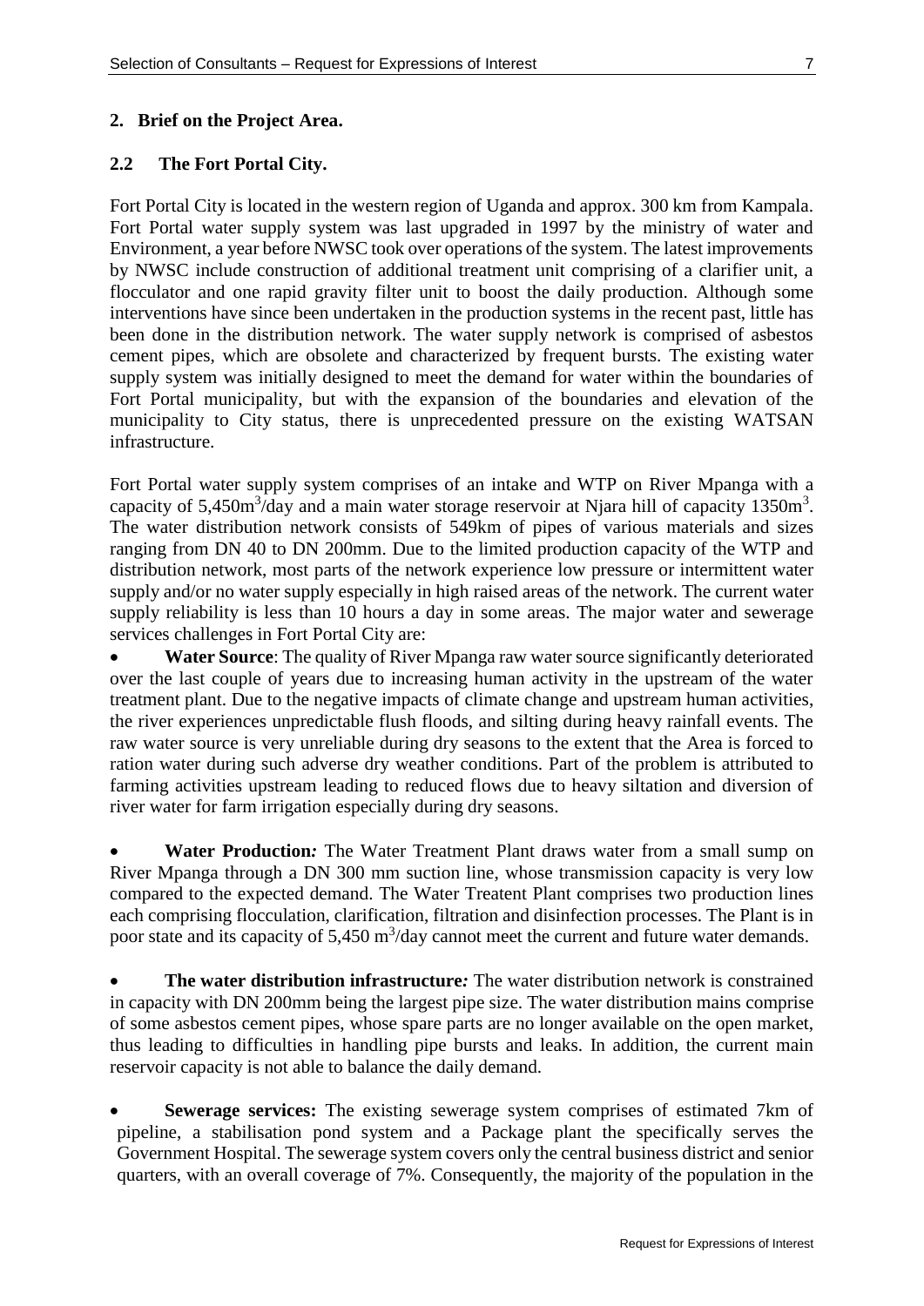## 2. Brief on the Project Area.

### 2.2 The Fort Portal City.

Fort Portal City is located in the western region of Uganda and approx. 300 km from Kampala. Fort Portal water supply system was last upgraded in 1997 by the ministry of water and Environment, a year before NWSC took over operations of the system. The latest improvements by NWSC include construction of additional treatment unit comprising of a clarifier unit, a flocculator and one rapid gravity filter unit to boost the daily production. Although some interventions have since been undertaken in the production systems in the recent past, little has been done in the distribution network. The water supply network is comprised of asbestos cement pipes, which are obsolete and characterized by frequent bursts. The existing water supply system was initially designed to meet the demand for water within the boundaries of Fort Portal municipality, but with the expansion of the boundaries and elevation of the municipality to City status, there is unprecedented pressure on the existing WATSAN infrastructure.

Fort Portal water supply system comprises of an intake and WTP on River Mpanga with a capacity of 5,450$m^3$/day and a main water storage reservoir at Njara hill of capacity 1350$m^3$. The water distribution network consists of 549km of pipes of various materials and sizes ranging from DN 40 to DN 200mm. Due to the limited production capacity of the WTP and distribution network, most parts of the network experience low pressure or intermittent water supply and/or no water supply especially in high raised areas of the network. The current water supply reliability is less than 10 hours a day in some areas. The major water and sewerage services challenges in Fort Portal City are:

- **Water Source**: The quality of River Mpanga raw water source significantly deteriorated over the last couple of years due to increasing human activity in the upstream of the water treatment plant. Due to the negative impacts of climate change and upstream human activities, the river experiences unpredictable flush floods, and silting during heavy rainfall events. The raw water source is very unreliable during dry seasons to the extent that the Area is forced to ration water during such adverse dry weather conditions. Part of the problem is attributed to farming activities upstream leading to reduced flows due to heavy siltation and diversion of river water for farm irrigation especially during dry seasons.

- **Water Production*:*** The Water Treatment Plant draws water from a small sump on River Mpanga through a DN 300 mm suction line, whose transmission capacity is very low compared to the expected demand. The Water Treatent Plant comprises two production lines each comprising flocculation, clarification, filtration and disinfection processes. The Plant is in poor state and its capacity of 5,450 $m^3$/day cannot meet the current and future water demands.

- **The water distribution infrastructure*:*** The water distribution network is constrained in capacity with DN 200mm being the largest pipe size. The water distribution mains comprise of some asbestos cement pipes, whose spare parts are no longer available on the open market, thus leading to difficulties in handling pipe bursts and leaks. In addition, the current main reservoir capacity is not able to balance the daily demand.

- **Sewerage services:** The existing sewerage system comprises of estimated 7km of pipeline, a stabilisation pond system and a Package plant the specifically serves the Government Hospital. The sewerage system covers only the central business district and senior quarters, with an overall coverage of 7%. Consequently, the majority of the population in the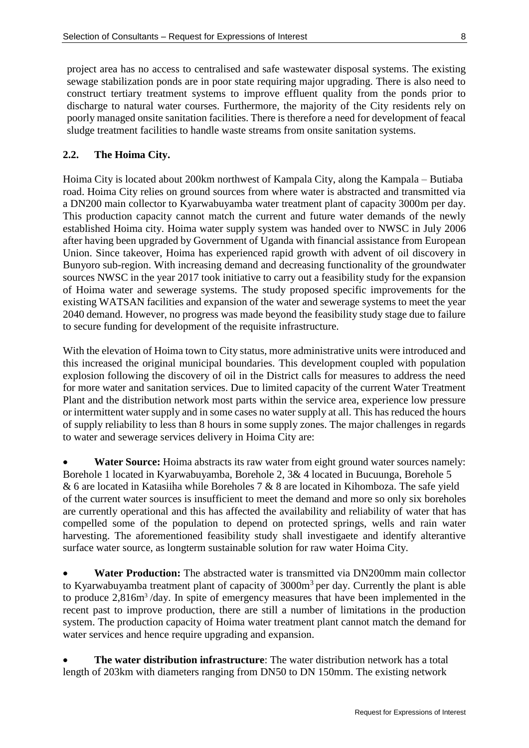project area has no access to centralised and safe wastewater disposal systems. The existing sewage stabilization ponds are in poor state requiring major upgrading. There is also need to construct tertiary treatment systems to improve effluent quality from the ponds prior to discharge to natural water courses. Furthermore, the majority of the City residents rely on poorly managed onsite sanitation facilities. There is therefore a need for development of feacal sludge treatment facilities to handle waste streams from onsite sanitation systems.

## 2.2. The Hoima City.

Hoima City is located about 200km northwest of Kampala City, along the Kampala – Butiaba road. Hoima City relies on ground sources from where water is abstracted and transmitted via a DN200 main collector to Kyarwabuyamba water treatment plant of capacity 3000m per day. This production capacity cannot match the current and future water demands of the newly established Hoima city. Hoima water supply system was handed over to NWSC in July 2006 after having been upgraded by Government of Uganda with financial assistance from European Union. Since takeover, Hoima has experienced rapid growth with advent of oil discovery in Bunyoro sub-region. With increasing demand and decreasing functionality of the groundwater sources NWSC in the year 2017 took initiative to carry out a feasibility study for the expansion of Hoima water and sewerage systems. The study proposed specific improvements for the existing WATSAN facilities and expansion of the water and sewerage systems to meet the year 2040 demand. However, no progress was made beyond the feasibility study stage due to failure to secure funding for development of the requisite infrastructure.

With the elevation of Hoima town to City status, more administrative units were introduced and this increased the original municipal boundaries. This development coupled with population explosion following the discovery of oil in the District calls for measures to address the need for more water and sanitation services. Due to limited capacity of the current Water Treatment Plant and the distribution network most parts within the service area, experience low pressure or intermittent water supply and in some cases no water supply at all. This has reduced the hours of supply reliability to less than 8 hours in some supply zones. The major challenges in regards to water and sewerage services delivery in Hoima City are:

- **Water Source:** Hoima abstracts its raw water from eight ground water sources namely: Borehole 1 located in Kyarwabuyamba, Borehole 2, 3& 4 located in Bucuunga, Borehole 5 & 6 are located in Katasiiha while Boreholes 7 & 8 are located in Kihomboza. The safe yield of the current water sources is insufficient to meet the demand and more so only six boreholes are currently operational and this has affected the availability and reliability of water that has compelled some of the population to depend on protected springs, wells and rain water harvesting. The aforementioned feasibility study shall investigaete and identify alterantive surface water source, as longterm sustainable solution for raw water Hoima City.

- **Water Production:** The abstracted water is transmitted via DN200mm main collector to Kyarwabuyamba treatment plant of capacity of 3000m$^3$ per day. Currently the plant is able to produce 2,816m$^3$ /day. In spite of emergency measures that have been implemented in the recent past to improve production, there are still a number of limitations in the production system. The production capacity of Hoima water treatment plant cannot match the demand for water services and hence require upgrading and expansion.

- **The water distribution infrastructure**: The water distribution network has a total length of 203km with diameters ranging from DN50 to DN 150mm. The existing network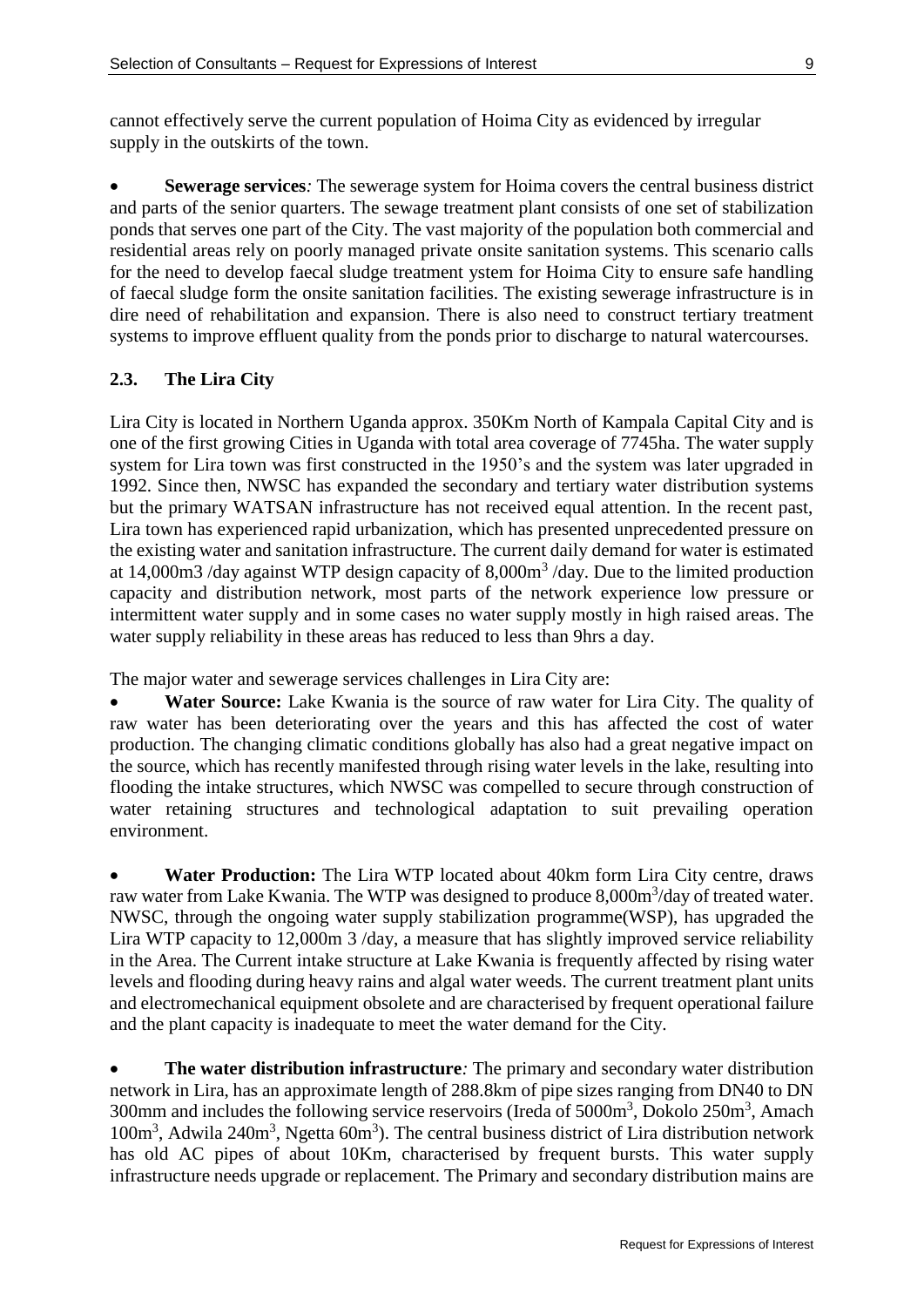cannot effectively serve the current population of Hoima City as evidenced by irregular supply in the outskirts of the town.

- **Sewerage services***:* The sewerage system for Hoima covers the central business district and parts of the senior quarters. The sewage treatment plant consists of one set of stabilization ponds that serves one part of the City. The vast majority of the population both commercial and residential areas rely on poorly managed private onsite sanitation systems. This scenario calls for the need to develop faecal sludge treatment ystem for Hoima City to ensure safe handling of faecal sludge form the onsite sanitation facilities. The existing sewerage infrastructure is in dire need of rehabilitation and expansion. There is also need to construct tertiary treatment systems to improve effluent quality from the ponds prior to discharge to natural watercourses.

### 2.3. The Lira City

Lira City is located in Northern Uganda approx. 350Km North of Kampala Capital City and is one of the first growing Cities in Uganda with total area coverage of 7745ha. The water supply system for Lira town was first constructed in the 1950's and the system was later upgraded in 1992. Since then, NWSC has expanded the secondary and tertiary water distribution systems but the primary WATSAN infrastructure has not received equal attention. In the recent past, Lira town has experienced rapid urbanization, which has presented unprecedented pressure on the existing water and sanitation infrastructure. The current daily demand for water is estimated at 14,000m3 /day against WTP design capacity of 8,000m$^3$ /day. Due to the limited production capacity and distribution network, most parts of the network experience low pressure or intermittent water supply and in some cases no water supply mostly in high raised areas. The water supply reliability in these areas has reduced to less than 9hrs a day.

The major water and sewerage services challenges in Lira City are:

- **Water Source:** Lake Kwania is the source of raw water for Lira City. The quality of raw water has been deteriorating over the years and this has affected the cost of water production. The changing climatic conditions globally has also had a great negative impact on the source, which has recently manifested through rising water levels in the lake, resulting into flooding the intake structures, which NWSC was compelled to secure through construction of water retaining structures and technological adaptation to suit prevailing operation environment.

- **Water Production:** The Lira WTP located about 40km form Lira City centre, draws raw water from Lake Kwania. The WTP was designed to produce 8,000m$^3$/day of treated water. NWSC, through the ongoing water supply stabilization programme(WSP), has upgraded the Lira WTP capacity to 12,000m 3 /day, a measure that has slightly improved service reliability in the Area. The Current intake structure at Lake Kwania is frequently affected by rising water levels and flooding during heavy rains and algal water weeds. The current treatment plant units and electromechanical equipment obsolete and are characterised by frequent operational failure and the plant capacity is inadequate to meet the water demand for the City.

- **The water distribution infrastructure***:* The primary and secondary water distribution network in Lira, has an approximate length of 288.8km of pipe sizes ranging from DN40 to DN 300mm and includes the following service reservoirs (Ireda of 5000m$^3$, Dokolo 250m$^3$, Amach 100m$^3$, Adwila 240m$^3$, Ngetta 60m$^3$). The central business district of Lira distribution network has old AC pipes of about 10Km, characterised by frequent bursts. This water supply infrastructure needs upgrade or replacement. The Primary and secondary distribution mains are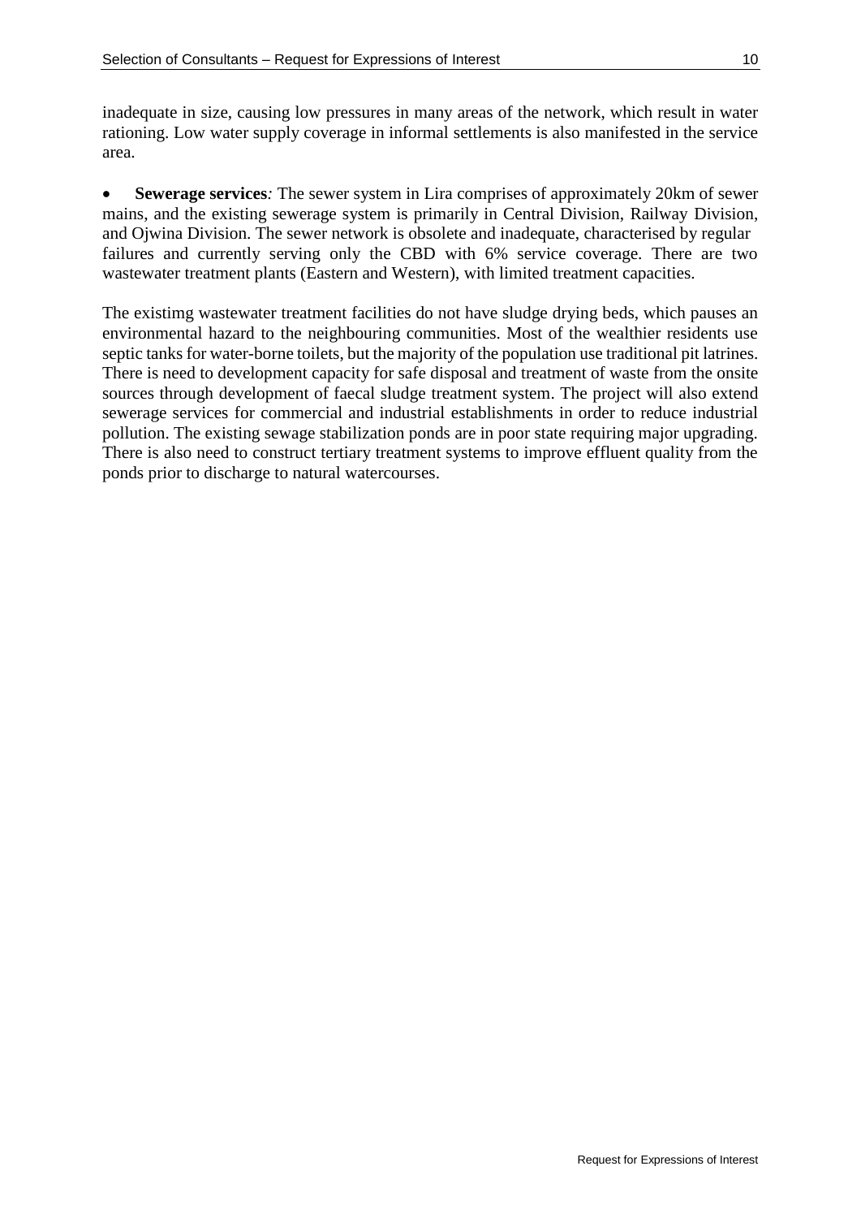inadequate in size, causing low pressures in many areas of the network, which result in water rationing. Low water supply coverage in informal settlements is also manifested in the service area.

- **Sewerage services***:* The sewer system in Lira comprises of approximately 20km of sewer mains, and the existing sewerage system is primarily in Central Division, Railway Division, and Ojwina Division. The sewer network is obsolete and inadequate, characterised by regular failures and currently serving only the CBD with 6% service coverage. There are two wastewater treatment plants (Eastern and Western), with limited treatment capacities.

The existimg wastewater treatment facilities do not have sludge drying beds, which pauses an environmental hazard to the neighbouring communities. Most of the wealthier residents use septic tanks for water-borne toilets, but the majority of the population use traditional pit latrines. There is need to development capacity for safe disposal and treatment of waste from the onsite sources through development of faecal sludge treatment system. The project will also extend sewerage services for commercial and industrial establishments in order to reduce industrial pollution. The existing sewage stabilization ponds are in poor state requiring major upgrading. There is also need to construct tertiary treatment systems to improve effluent quality from the ponds prior to discharge to natural watercourses.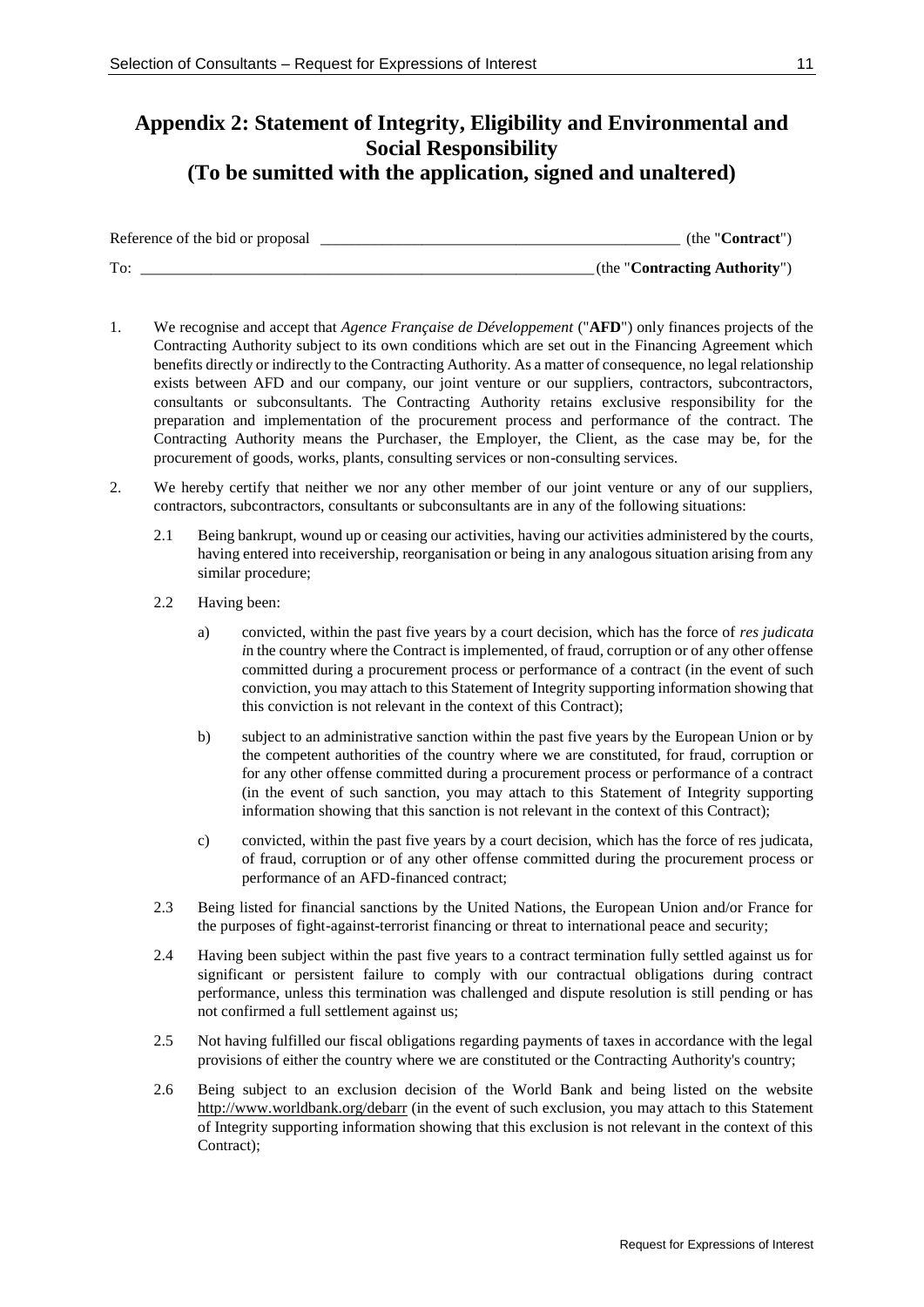## Appendix 2: Statement of Integrity, Eligibility and Environmental and Social Responsibility
## (To be sumitted with the application, signed and unaltered)

Reference of the bid or proposal _______________________________________________ (the "**Contract**")

To: ___________________________________________________________(the "**Contracting Authority**")

1. We recognise and accept that *Agence Française de Développement* ("**AFD**") only finances projects of the Contracting Authority subject to its own conditions which are set out in the Financing Agreement which benefits directly or indirectly to the Contracting Authority. As a matter of consequence, no legal relationship exists between AFD and our company, our joint venture or our suppliers, contractors, subcontractors, consultants or subconsultants. The Contracting Authority retains exclusive responsibility for the preparation and implementation of the procurement process and performance of the contract. The Contracting Authority means the Purchaser, the Employer, the Client, as the case may be, for the procurement of goods, works, plants, consulting services or non-consulting services.

2. We hereby certify that neither we nor any other member of our joint venture or any of our suppliers, contractors, subcontractors, consultants or subconsultants are in any of the following situations:

   2.1 Being bankrupt, wound up or ceasing our activities, having our activities administered by the courts, having entered into receivership, reorganisation or being in any analogous situation arising from any similar procedure;

   2.2 Having been:

   a) convicted, within the past five years by a court decision, which has the force of *res judicata in* the country where the Contract is implemented, of fraud, corruption or of any other offense committed during a procurement process or performance of a contract (in the event of such conviction, you may attach to this Statement of Integrity supporting information showing that this conviction is not relevant in the context of this Contract);

   b) subject to an administrative sanction within the past five years by the European Union or by the competent authorities of the country where we are constituted, for fraud, corruption or for any other offense committed during a procurement process or performance of a contract (in the event of such sanction, you may attach to this Statement of Integrity supporting information showing that this sanction is not relevant in the context of this Contract);

   c) convicted, within the past five years by a court decision, which has the force of res judicata, of fraud, corruption or of any other offense committed during the procurement process or performance of an AFD-financed contract;

   2.3 Being listed for financial sanctions by the United Nations, the European Union and/or France for the purposes of fight-against-terrorist financing or threat to international peace and security;

   2.4 Having been subject within the past five years to a contract termination fully settled against us for significant or persistent failure to comply with our contractual obligations during contract performance, unless this termination was challenged and dispute resolution is still pending or has not confirmed a full settlement against us;

   2.5 Not having fulfilled our fiscal obligations regarding payments of taxes in accordance with the legal provisions of either the country where we are constituted or the Contracting Authority's country;

   2.6 Being subject to an exclusion decision of the World Bank and being listed on the website http://www.worldbank.org/debarr (in the event of such exclusion, you may attach to this Statement of Integrity supporting information showing that this exclusion is not relevant in the context of this Contract);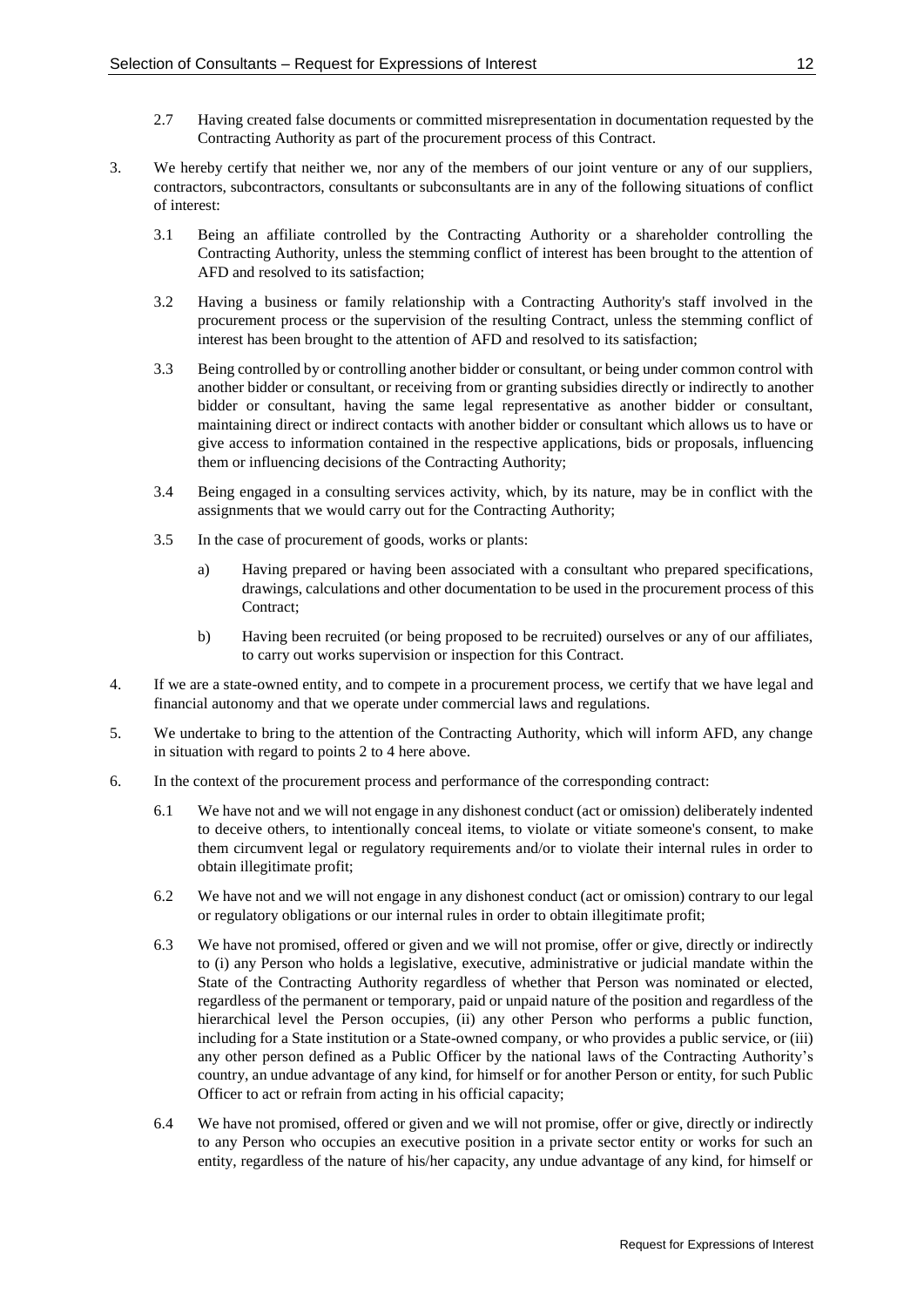2.7 Having created false documents or committed misrepresentation in documentation requested by the Contracting Authority as part of the procurement process of this Contract.

3. We hereby certify that neither we, nor any of the members of our joint venture or any of our suppliers, contractors, subcontractors, consultants or subconsultants are in any of the following situations of conflict of interest:

   3.1 Being an affiliate controlled by the Contracting Authority or a shareholder controlling the Contracting Authority, unless the stemming conflict of interest has been brought to the attention of AFD and resolved to its satisfaction;

   3.2 Having a business or family relationship with a Contracting Authority's staff involved in the procurement process or the supervision of the resulting Contract, unless the stemming conflict of interest has been brought to the attention of AFD and resolved to its satisfaction;

   3.3 Being controlled by or controlling another bidder or consultant, or being under common control with another bidder or consultant, or receiving from or granting subsidies directly or indirectly to another bidder or consultant, having the same legal representative as another bidder or consultant, maintaining direct or indirect contacts with another bidder or consultant which allows us to have or give access to information contained in the respective applications, bids or proposals, influencing them or influencing decisions of the Contracting Authority;

   3.4 Being engaged in a consulting services activity, which, by its nature, may be in conflict with the assignments that we would carry out for the Contracting Authority;

   3.5 In the case of procurement of goods, works or plants:

      a) Having prepared or having been associated with a consultant who prepared specifications, drawings, calculations and other documentation to be used in the procurement process of this Contract;

      b) Having been recruited (or being proposed to be recruited) ourselves or any of our affiliates, to carry out works supervision or inspection for this Contract.

4. If we are a state-owned entity, and to compete in a procurement process, we certify that we have legal and financial autonomy and that we operate under commercial laws and regulations.

5. We undertake to bring to the attention of the Contracting Authority, which will inform AFD, any change in situation with regard to points 2 to 4 here above.

6. In the context of the procurement process and performance of the corresponding contract:

   6.1 We have not and we will not engage in any dishonest conduct (act or omission) deliberately indented to deceive others, to intentionally conceal items, to violate or vitiate someone's consent, to make them circumvent legal or regulatory requirements and/or to violate their internal rules in order to obtain illegitimate profit;

   6.2 We have not and we will not engage in any dishonest conduct (act or omission) contrary to our legal or regulatory obligations or our internal rules in order to obtain illegitimate profit;

   6.3 We have not promised, offered or given and we will not promise, offer or give, directly or indirectly to (i) any Person who holds a legislative, executive, administrative or judicial mandate within the State of the Contracting Authority regardless of whether that Person was nominated or elected, regardless of the permanent or temporary, paid or unpaid nature of the position and regardless of the hierarchical level the Person occupies, (ii) any other Person who performs a public function, including for a State institution or a State-owned company, or who provides a public service, or (iii) any other person defined as a Public Officer by the national laws of the Contracting Authority's country, an undue advantage of any kind, for himself or for another Person or entity, for such Public Officer to act or refrain from acting in his official capacity;

   6.4 We have not promised, offered or given and we will not promise, offer or give, directly or indirectly to any Person who occupies an executive position in a private sector entity or works for such an entity, regardless of the nature of his/her capacity, any undue advantage of any kind, for himself or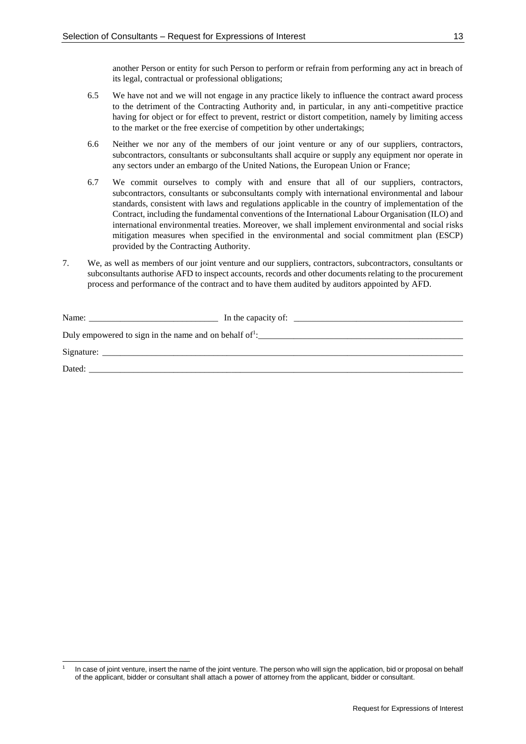another Person or entity for such Person to perform or refrain from performing any act in breach of its legal, contractual or professional obligations;

6.5 We have not and we will not engage in any practice likely to influence the contract award process to the detriment of the Contracting Authority and, in particular, in any anti-competitive practice having for object or for effect to prevent, restrict or distort competition, namely by limiting access to the market or the free exercise of competition by other undertakings;

6.6 Neither we nor any of the members of our joint venture or any of our suppliers, contractors, subcontractors, consultants or subconsultants shall acquire or supply any equipment nor operate in any sectors under an embargo of the United Nations, the European Union or France;

6.7 We commit ourselves to comply with and ensure that all of our suppliers, contractors, subcontractors, consultants or subconsultants comply with international environmental and labour standards, consistent with laws and regulations applicable in the country of implementation of the Contract, including the fundamental conventions of the International Labour Organisation (ILO) and international environmental treaties. Moreover, we shall implement environmental and social risks mitigation measures when specified in the environmental and social commitment plan (ESCP) provided by the Contracting Authority.

7. We, as well as members of our joint venture and our suppliers, contractors, subcontractors, consultants or subconsultants authorise AFD to inspect accounts, records and other documents relating to the procurement process and performance of the contract and to have them audited by auditors appointed by AFD.

Name: _____________________________ In the capacity of: _____________________________________

Duly empowered to sign in the name and on behalf of[1]: _______________________________________________

Signature: _____________________________________________________________________________________

Dated: ________________________________________________________________________________________

[1] In case of joint venture, insert the name of the joint venture. The person who will sign the application, bid or proposal on behalf of the applicant, bidder or consultant shall attach a power of attorney from the applicant, bidder or consultant.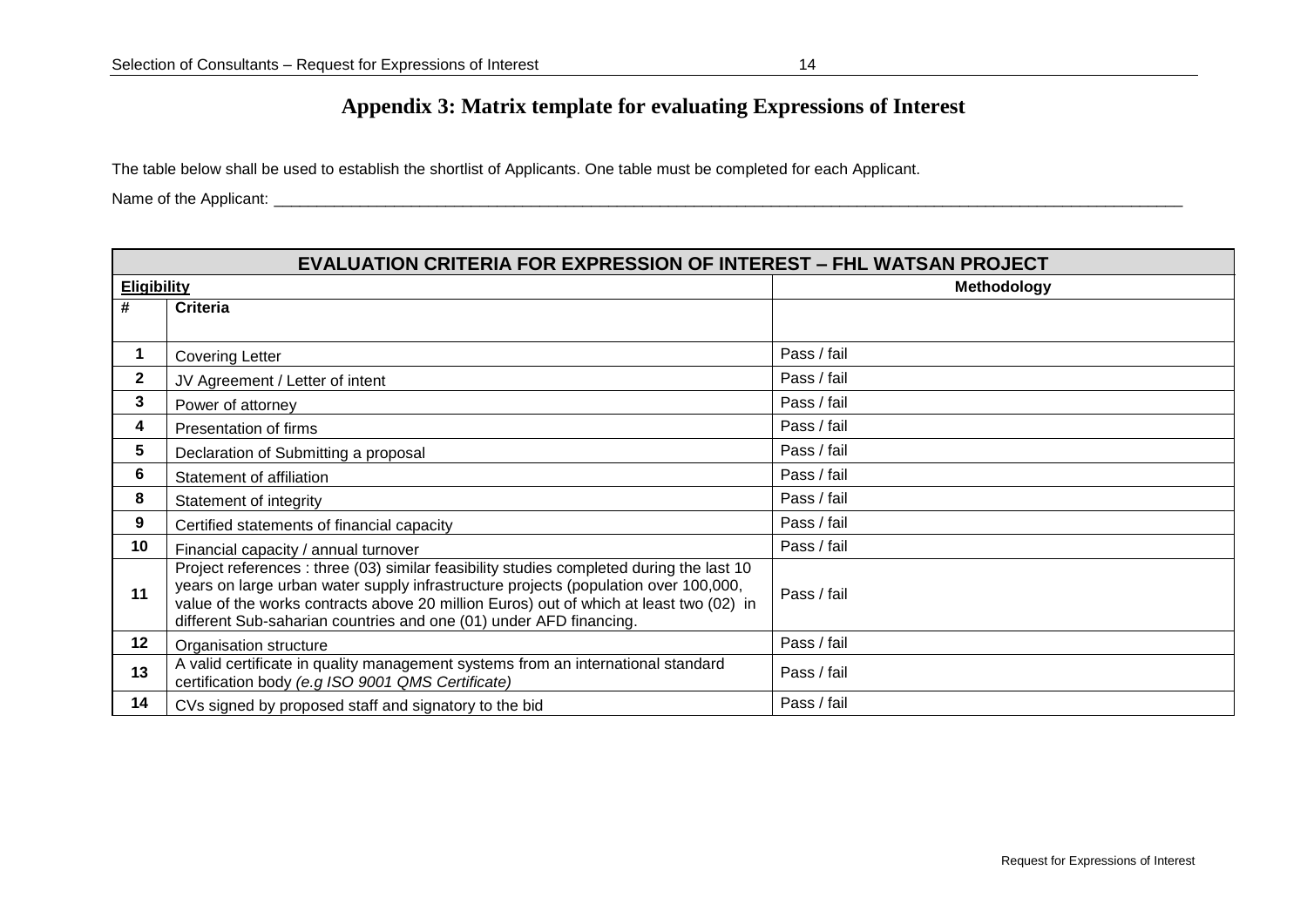# Appendix 3: Matrix template for evaluating Expressions of Interest

The table below shall be used to establish the shortlist of Applicants. One table must be completed for each Applicant.

Name of the Applicant: ___________________________________________________________________________________________________________

| EVALUATION CRITERIA FOR EXPRESSION OF INTEREST – FHL WATSAN PROJECT | | |
|---|---|---|
| **Eligibility** | | **Methodology** |
| **#** | **Criteria** | |
| **1** | Covering Letter | Pass / fail |
| **2** | JV Agreement / Letter of intent | Pass / fail |
| **3** | Power of attorney | Pass / fail |
| **4** | Presentation of firms | Pass / fail |
| **5** | Declaration of Submitting a proposal | Pass / fail |
| **6** | Statement of affiliation | Pass / fail |
| **8** | Statement of integrity | Pass / fail |
| **9** | Certified statements of financial capacity | Pass / fail |
| **10** | Financial capacity / annual turnover | Pass / fail |
| **11** | Project references : three (03) similar feasibility studies completed during the last 10 years on large urban water supply infrastructure projects (population over 100,000, value of the works contracts above 20 million Euros) out of which at least two (02) in different Sub-saharian countries and one (01) under AFD financing. | Pass / fail |
| **12** | Organisation structure | Pass / fail |
| **13** | A valid certificate in quality management systems from an international standard certification body *(e.g ISO 9001 QMS Certificate)* | Pass / fail |
| **14** | CVs signed by proposed staff and signatory to the bid | Pass / fail |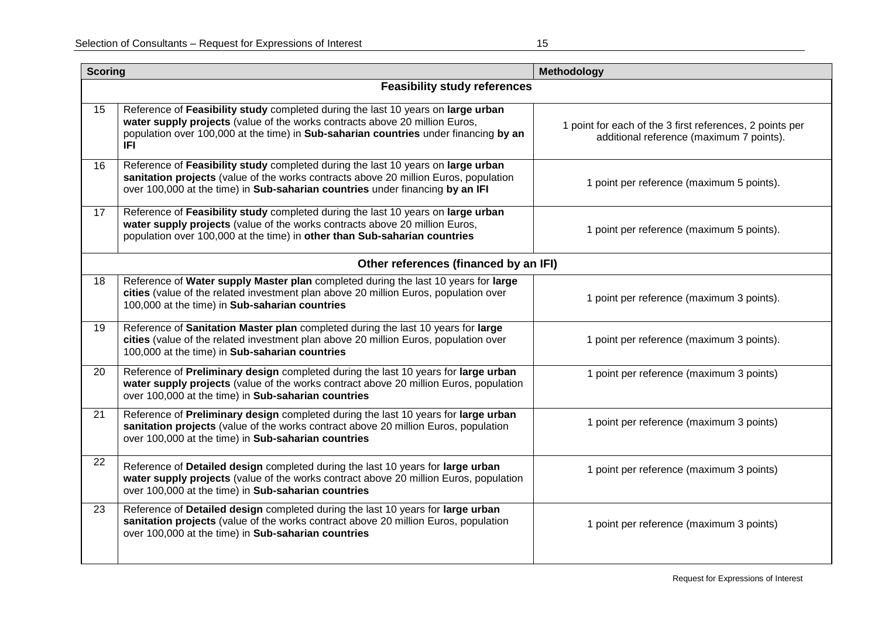| Scoring | | Methodology |
|---|---|---|
| **Feasibility study references** | | |
| 15 | Reference of **Feasibility study** completed during the last 10 years on **large urban water supply projects** (value of the works contracts above 20 million Euros, population over 100,000 at the time) in **Sub-saharian countries** under financing **by an IFI** | 1 point for each of the 3 first references, 2 points per additional reference (maximum 7 points). |
| 16 | Reference of **Feasibility study** completed during the last 10 years on **large urban sanitation projects** (value of the works contracts above 20 million Euros, population over 100,000 at the time) in **Sub-saharian countries** under financing **by an IFI** | 1 point per reference (maximum 5 points). |
| 17 | Reference of **Feasibility study** completed during the last 10 years on **large urban water supply projects** (value of the works contracts above 20 million Euros, population over 100,000 at the time) in **other than Sub-saharian countries** | 1 point per reference (maximum 5 points). |
| **Other references (financed by an IFI)** | | |
| 18 | Reference of **Water supply Master plan** completed during the last 10 years for **large cities** (value of the related investment plan above 20 million Euros, population over 100,000 at the time) in **Sub-saharian countries** | 1 point per reference (maximum 3 points). |
| 19 | Reference of **Sanitation Master plan** completed during the last 10 years for **large cities** (value of the related investment plan above 20 million Euros, population over 100,000 at the time) in **Sub-saharian countries** | 1 point per reference (maximum 3 points). |
| 20 | Reference of **Preliminary design** completed during the last 10 years for **large urban water supply projects** (value of the works contract above 20 million Euros, population over 100,000 at the time) in **Sub-saharian countries** | 1 point per reference (maximum 3 points) |
| 21 | Reference of **Preliminary design** completed during the last 10 years for **large urban sanitation projects** (value of the works contract above 20 million Euros, population over 100,000 at the time) in **Sub-saharian countries** | 1 point per reference (maximum 3 points) |
| 22 | Reference of **Detailed design** completed during the last 10 years for **large urban water supply projects** (value of the works contract above 20 million Euros, population over 100,000 at the time) in **Sub-saharian countries** | 1 point per reference (maximum 3 points) |
| 23 | Reference of **Detailed design** completed during the last 10 years for **large urban sanitation projects** (value of the works contract above 20 million Euros, population over 100,000 at the time) in **Sub-saharian countries** | 1 point per reference (maximum 3 points) |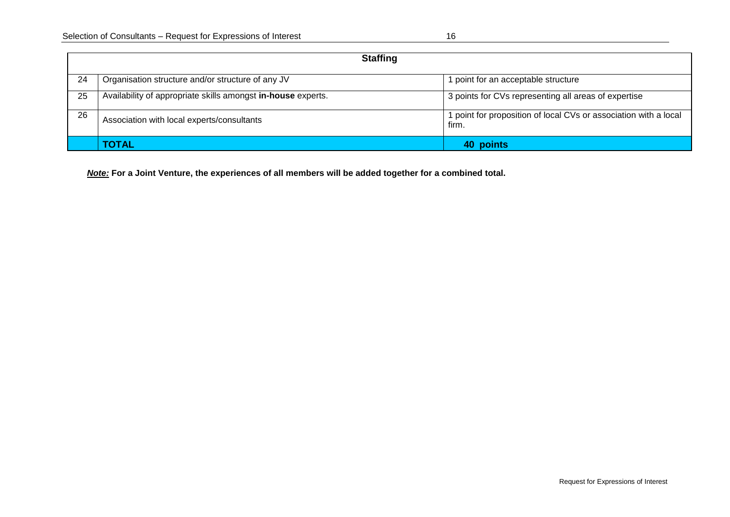| | | |
|---|---|---|
| | **Staffing** | |
| 24 | Organisation structure and/or structure of any JV | 1 point for an acceptable structure |
| 25 | Availability of appropriate skills amongst **in-house** experts. | 3 points for CVs representing all areas of expertise |
| 26 | Association with local experts/consultants | 1 point for proposition of local CVs or association with a local firm. |
| | **TOTAL** | **40 points** |

***Note:*** **For a Joint Venture, the experiences of all members will be added together for a combined total.**